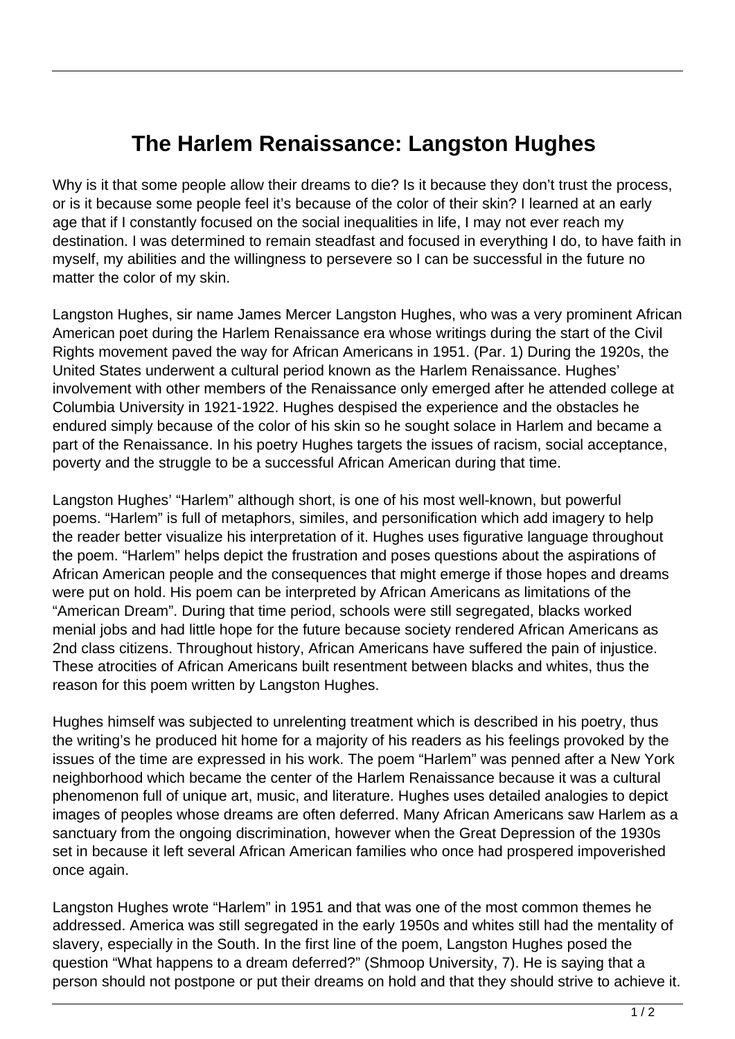# The Harlem Renaissance: Langston Hughes

Why is it that some people allow their dreams to die? Is it because they don't trust the process, or is it because some people feel it's because of the color of their skin? I learned at an early age that if I constantly focused on the social inequalities in life, I may not ever reach my destination. I was determined to remain steadfast and focused in everything I do, to have faith in myself, my abilities and the willingness to persevere so I can be successful in the future no matter the color of my skin.

Langston Hughes, sir name James Mercer Langston Hughes, who was a very prominent African American poet during the Harlem Renaissance era whose writings during the start of the Civil Rights movement paved the way for African Americans in 1951. (Par. 1) During the 1920s, the United States underwent a cultural period known as the Harlem Renaissance. Hughes' involvement with other members of the Renaissance only emerged after he attended college at Columbia University in 1921-1922. Hughes despised the experience and the obstacles he endured simply because of the color of his skin so he sought solace in Harlem and became a part of the Renaissance. In his poetry Hughes targets the issues of racism, social acceptance, poverty and the struggle to be a successful African American during that time.

Langston Hughes' "Harlem" although short, is one of his most well-known, but powerful poems. "Harlem" is full of metaphors, similes, and personification which add imagery to help the reader better visualize his interpretation of it. Hughes uses figurative language throughout the poem. "Harlem" helps depict the frustration and poses questions about the aspirations of African American people and the consequences that might emerge if those hopes and dreams were put on hold. His poem can be interpreted by African Americans as limitations of the "American Dream". During that time period, schools were still segregated, blacks worked menial jobs and had little hope for the future because society rendered African Americans as 2nd class citizens. Throughout history, African Americans have suffered the pain of injustice. These atrocities of African Americans built resentment between blacks and whites, thus the reason for this poem written by Langston Hughes.

Hughes himself was subjected to unrelenting treatment which is described in his poetry, thus the writing's he produced hit home for a majority of his readers as his feelings provoked by the issues of the time are expressed in his work. The poem "Harlem" was penned after a New York neighborhood which became the center of the Harlem Renaissance because it was a cultural phenomenon full of unique art, music, and literature. Hughes uses detailed analogies to depict images of peoples whose dreams are often deferred. Many African Americans saw Harlem as a sanctuary from the ongoing discrimination, however when the Great Depression of the 1930s set in because it left several African American families who once had prospered impoverished once again.

Langston Hughes wrote "Harlem" in 1951 and that was one of the most common themes he addressed. America was still segregated in the early 1950s and whites still had the mentality of slavery, especially in the South. In the first line of the poem, Langston Hughes posed the question "What happens to a dream deferred?" (Shmoop University, 7). He is saying that a person should not postpone or put their dreams on hold and that they should strive to achieve it.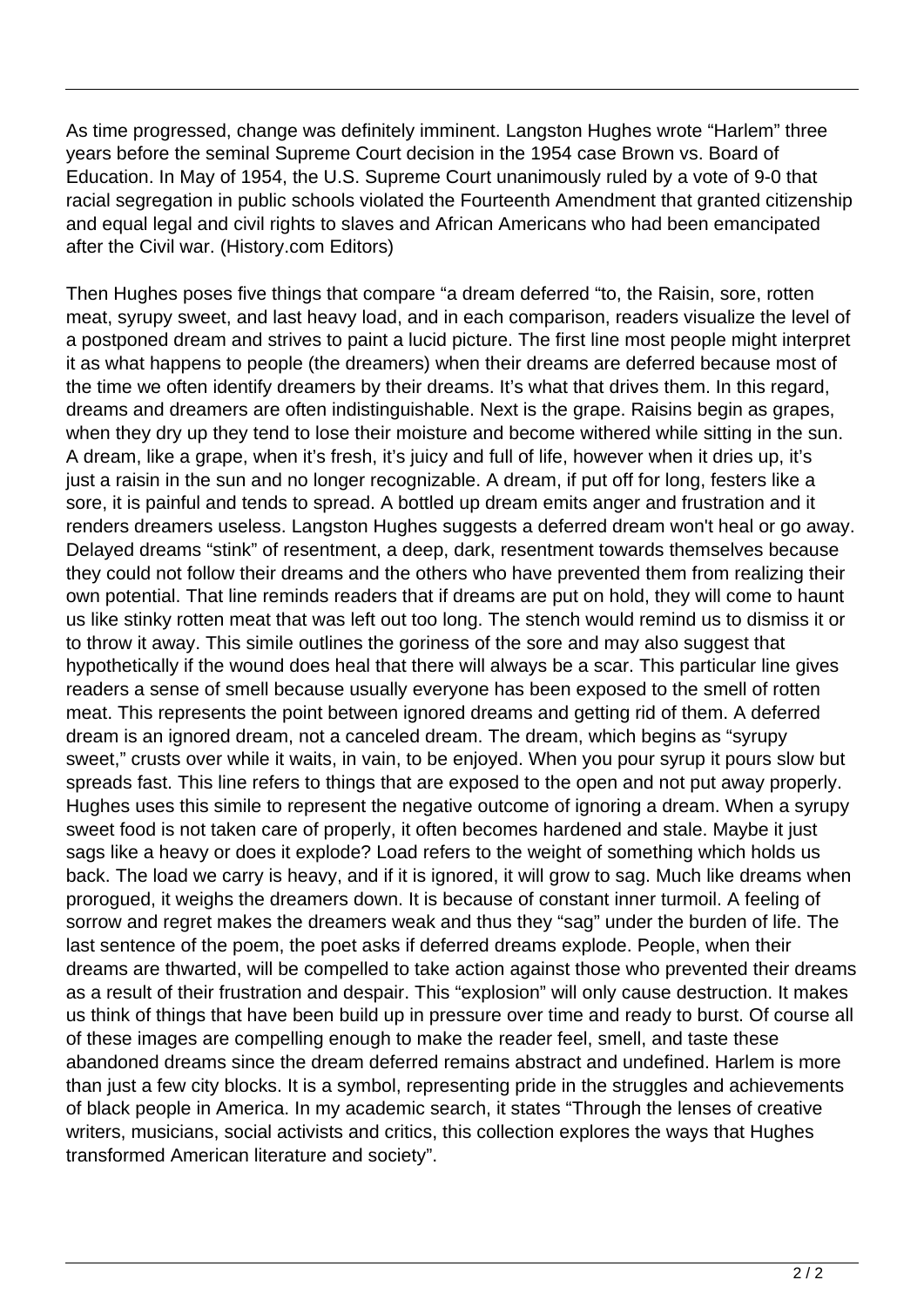As time progressed, change was definitely imminent. Langston Hughes wrote "Harlem" three years before the seminal Supreme Court decision in the 1954 case Brown vs. Board of Education. In May of 1954, the U.S. Supreme Court unanimously ruled by a vote of 9-0 that racial segregation in public schools violated the Fourteenth Amendment that granted citizenship and equal legal and civil rights to slaves and African Americans who had been emancipated after the Civil war. (History.com Editors)

Then Hughes poses five things that compare "a dream deferred "to, the Raisin, sore, rotten meat, syrupy sweet, and last heavy load, and in each comparison, readers visualize the level of a postponed dream and strives to paint a lucid picture. The first line most people might interpret it as what happens to people (the dreamers) when their dreams are deferred because most of the time we often identify dreamers by their dreams. It's what that drives them. In this regard, dreams and dreamers are often indistinguishable. Next is the grape. Raisins begin as grapes, when they dry up they tend to lose their moisture and become withered while sitting in the sun. A dream, like a grape, when it's fresh, it's juicy and full of life, however when it dries up, it's just a raisin in the sun and no longer recognizable. A dream, if put off for long, festers like a sore, it is painful and tends to spread. A bottled up dream emits anger and frustration and it renders dreamers useless. Langston Hughes suggests a deferred dream won't heal or go away. Delayed dreams "stink" of resentment, a deep, dark, resentment towards themselves because they could not follow their dreams and the others who have prevented them from realizing their own potential. That line reminds readers that if dreams are put on hold, they will come to haunt us like stinky rotten meat that was left out too long. The stench would remind us to dismiss it or to throw it away. This simile outlines the goriness of the sore and may also suggest that hypothetically if the wound does heal that there will always be a scar. This particular line gives readers a sense of smell because usually everyone has been exposed to the smell of rotten meat. This represents the point between ignored dreams and getting rid of them. A deferred dream is an ignored dream, not a canceled dream. The dream, which begins as "syrupy sweet," crusts over while it waits, in vain, to be enjoyed. When you pour syrup it pours slow but spreads fast. This line refers to things that are exposed to the open and not put away properly. Hughes uses this simile to represent the negative outcome of ignoring a dream. When a syrupy sweet food is not taken care of properly, it often becomes hardened and stale. Maybe it just sags like a heavy or does it explode? Load refers to the weight of something which holds us back. The load we carry is heavy, and if it is ignored, it will grow to sag. Much like dreams when prorogued, it weighs the dreamers down. It is because of constant inner turmoil. A feeling of sorrow and regret makes the dreamers weak and thus they "sag" under the burden of life. The last sentence of the poem, the poet asks if deferred dreams explode. People, when their dreams are thwarted, will be compelled to take action against those who prevented their dreams as a result of their frustration and despair. This "explosion" will only cause destruction. It makes us think of things that have been build up in pressure over time and ready to burst. Of course all of these images are compelling enough to make the reader feel, smell, and taste these abandoned dreams since the dream deferred remains abstract and undefined. Harlem is more than just a few city blocks. It is a symbol, representing pride in the struggles and achievements of black people in America. In my academic search, it states "Through the lenses of creative writers, musicians, social activists and critics, this collection explores the ways that Hughes transformed American literature and society".